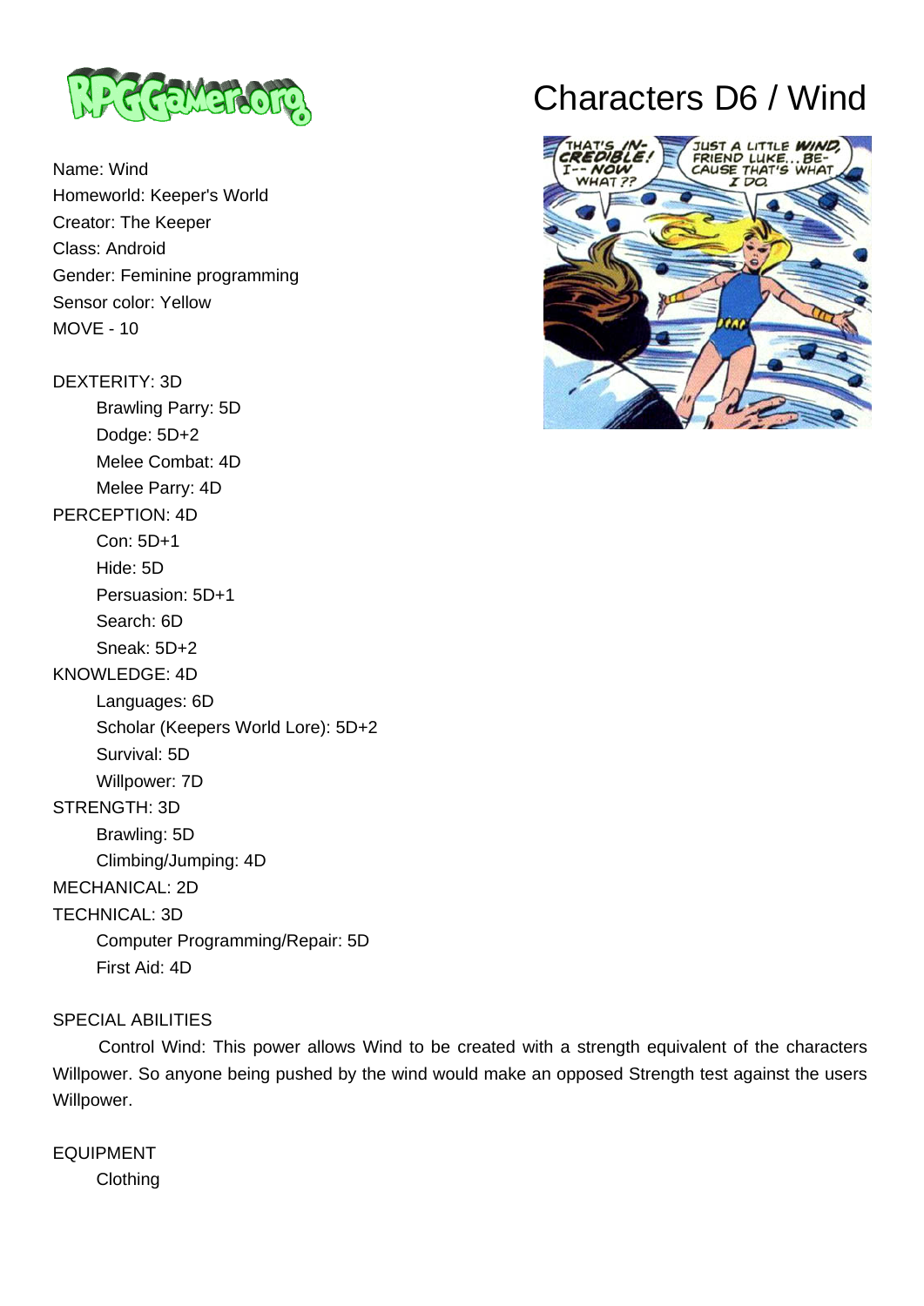# Characters D6 / Wind

Name: Wind
Homeworld: Keeper's World
Creator: The Keeper
Class: Android
Gender: Feminine programming
Sensor color: Yellow
MOVE - 10

DEXTERITY: 3D
- Brawling Parry: 5D
- Dodge: 5D+2
- Melee Combat: 4D
- Melee Parry: 4D

PERCEPTION: 4D
- Con: 5D+1
- Hide: 5D
- Persuasion: 5D+1
- Search: 6D
- Sneak: 5D+2

KNOWLEDGE: 4D
- Languages: 6D
- Scholar (Keepers World Lore): 5D+2
- Survival: 5D
- Willpower: 7D

STRENGTH: 3D
- Brawling: 5D
- Climbing/Jumping: 4D

MECHANICAL: 2D

TECHNICAL: 3D
- Computer Programming/Repair: 5D
- First Aid: 4D

SPECIAL ABILITIES

Control Wind: This power allows Wind to be created with a strength equivalent of the characters Willpower. So anyone being pushed by the wind would make an opposed Strength test against the users Willpower.

EQUIPMENT
- Clothing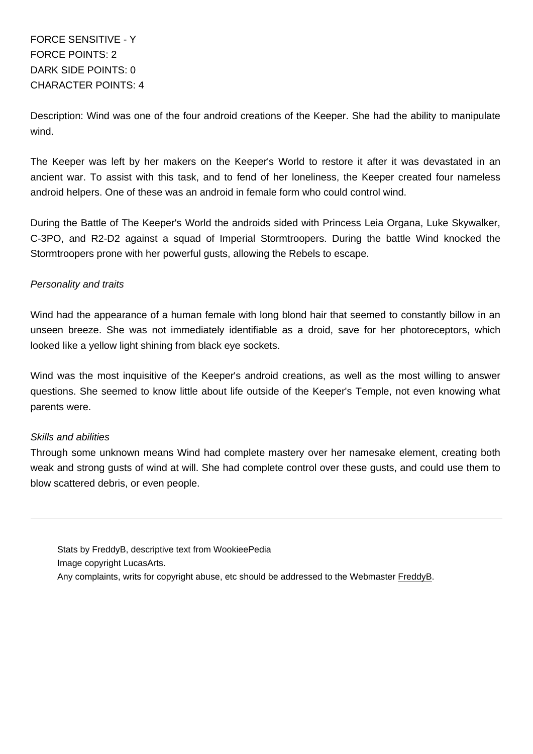FORCE SENSITIVE - Y
FORCE POINTS: 2
DARK SIDE POINTS: 0
CHARACTER POINTS: 4

Description: Wind was one of the four android creations of the Keeper. She had the ability to manipulate wind.

The Keeper was left by her makers on the Keeper's World to restore it after it was devastated in an ancient war. To assist with this task, and to fend of her loneliness, the Keeper created four nameless android helpers. One of these was an android in female form who could control wind.

During the Battle of The Keeper's World the androids sided with Princess Leia Organa, Luke Skywalker, C-3PO, and R2-D2 against a squad of Imperial Stormtroopers. During the battle Wind knocked the Stormtroopers prone with her powerful gusts, allowing the Rebels to escape.

*Personality and traits*

Wind had the appearance of a human female with long blond hair that seemed to constantly billow in an unseen breeze. She was not immediately identifiable as a droid, save for her photoreceptors, which looked like a yellow light shining from black eye sockets.

Wind was the most inquisitive of the Keeper's android creations, as well as the most willing to answer questions. She seemed to know little about life outside of the Keeper's Temple, not even knowing what parents were.

*Skills and abilities*

Through some unknown means Wind had complete mastery over her namesake element, creating both weak and strong gusts of wind at will. She had complete control over these gusts, and could use them to blow scattered debris, or even people.

---

Stats by FreddyB, descriptive text from WookieePedia
Image copyright LucasArts.
Any complaints, writs for copyright abuse, etc should be addressed to the Webmaster FreddyB.